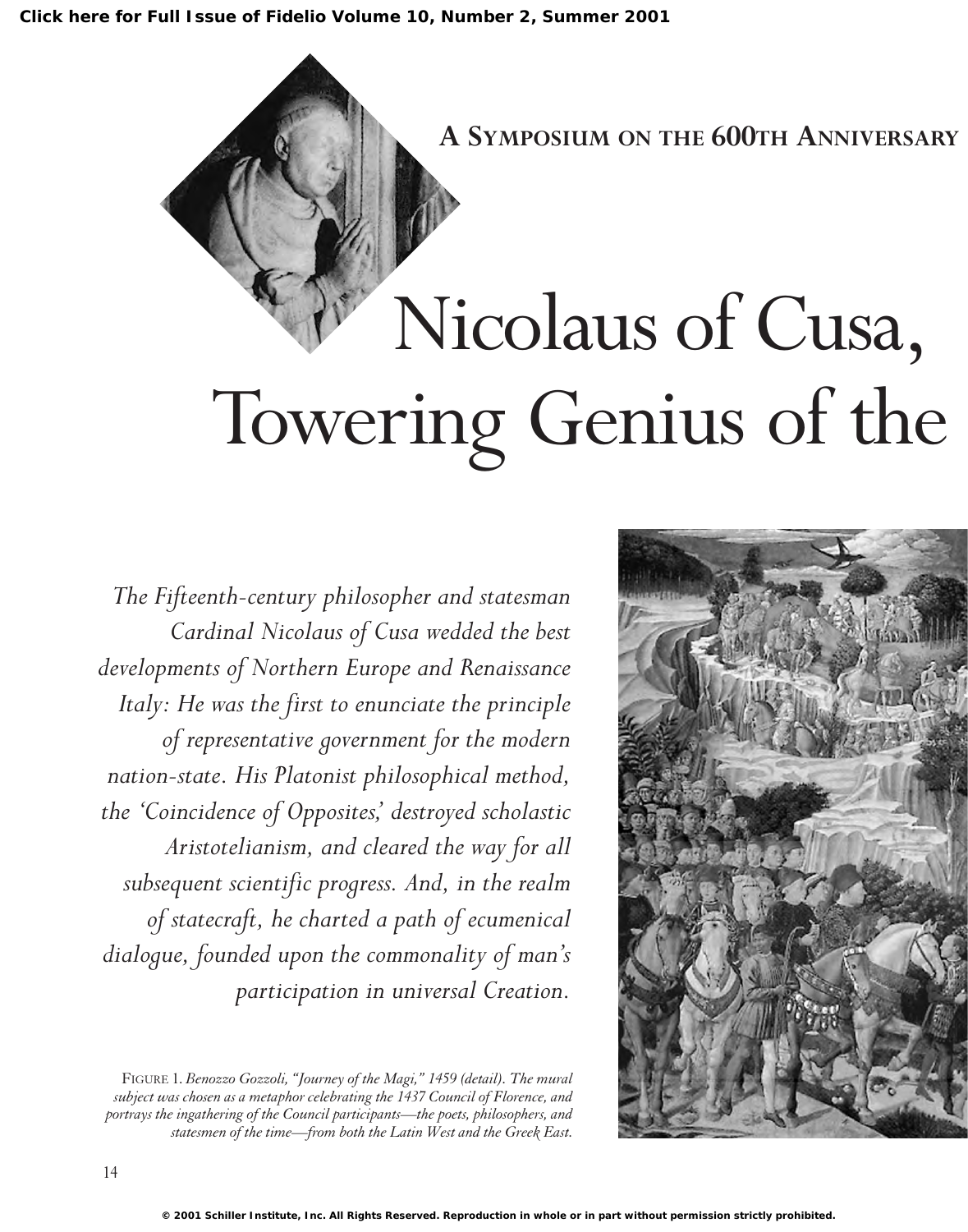Click here for Full Issue of Fidelio Volume 10, Number 2, Summer 2001

### A Symposium on the 600th Anniversary

# Nicolaus of Cusa, Towering Genius of the

*The Fifteenth-century philosopher and statesman Cardinal Nicolaus of Cusa wedded the best developments of Northern Europe and Renaissance Italy: He was the first to enunciate the principle of representative government for the modern nation-state. His Platonist philosophical method, the 'Coincidence of Opposites,' destroyed scholastic Aristotelianism, and cleared the way for all subsequent scientific progress. And, in the realm of statecraft, he charted a path of ecumenical dialogue, founded upon the commonality of man's participation in universal Creation.*

FIGURE 1. *Benozzo Gozzoli, "Journey of the Magi," 1459 (detail). The mural subject was chosen as a metaphor celebrating the 1437 Council of Florence, and portrays the ingathering of the Council participants—the poets, philosophers, and statesmen of the time—from both the Latin West and the Greek East.*

© 2001 Schiller Institute, Inc. All Rights Reserved. Reproduction in whole or in part without permission strictly prohibited.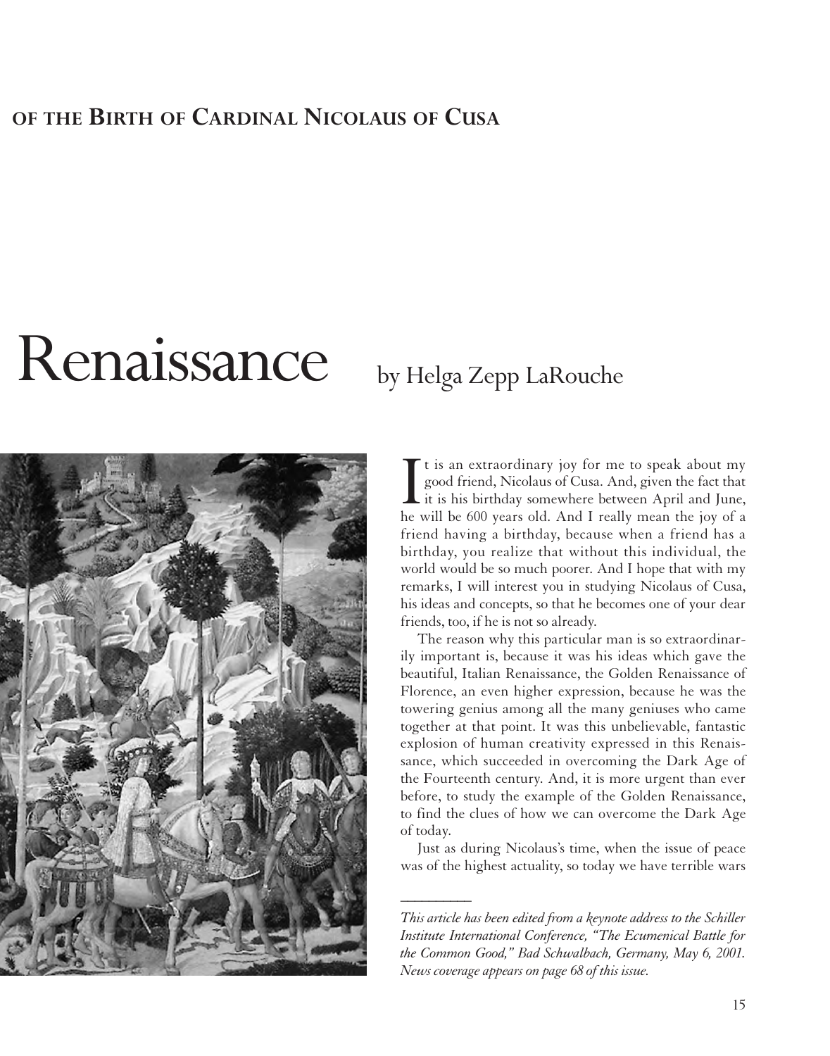**OF THE BIRTH OF CARDINAL NICOLAUS OF CUSA**

# Renaissance

by Helga Zepp LaRouche

It is an extraordinary joy for me to speak about my good friend, Nicolaus of Cusa. And, given the fact that it is his birthday somewhere between April and June, he will be 600 years old. And I really mean the joy of a friend having a birthday, because when a friend has a birthday, you realize that without this individual, the world would be so much poorer. And I hope that with my remarks, I will interest you in studying Nicolaus of Cusa, his ideas and concepts, so that he becomes one of your dear friends, too, if he is not so already.

The reason why this particular man is so extraordinarily important is, because it was his ideas which gave the beautiful, Italian Renaissance, the Golden Renaissance of Florence, an even higher expression, because he was the towering genius among all the many geniuses who came together at that point. It was this unbelievable, fantastic explosion of human creativity expressed in this Renaissance, which succeeded in overcoming the Dark Age of the Fourteenth century. And, it is more urgent than ever before, to study the example of the Golden Renaissance, to find the clues of how we can overcome the Dark Age of today.

Just as during Nicolaus's time, when the issue of peace was of the highest actuality, so today we have terrible wars

---

*This article has been edited from a keynote address to the Schiller Institute International Conference, "The Ecumenical Battle for the Common Good," Bad Schwalbach, Germany, May 6, 2001. News coverage appears on page 68 of this issue.*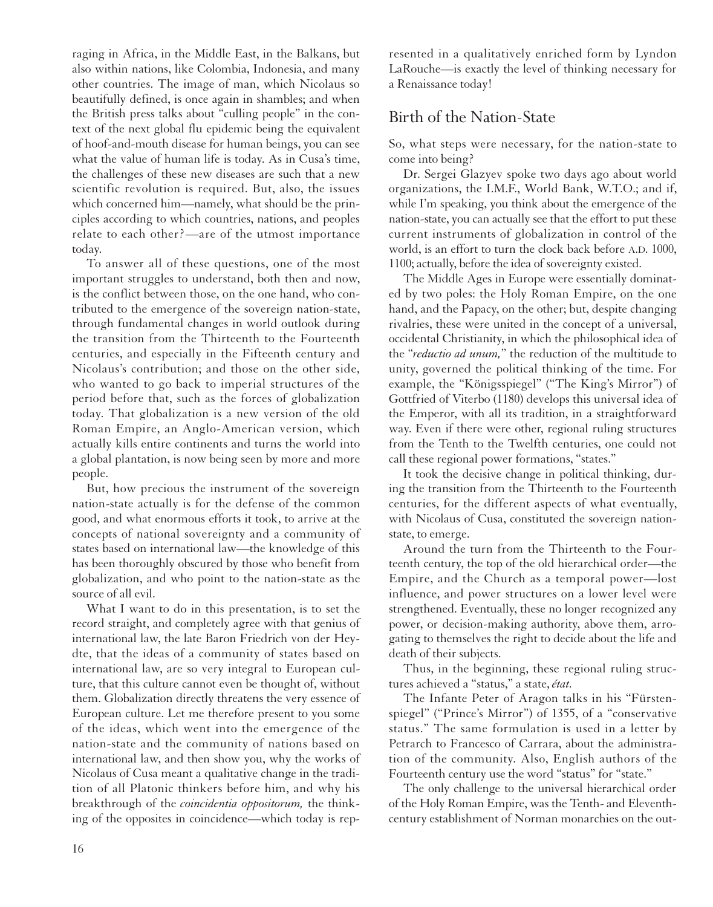raging in Africa, in the Middle East, in the Balkans, but also within nations, like Colombia, Indonesia, and many other countries. The image of man, which Nicolaus so beautifully defined, is once again in shambles; and when the British press talks about "culling people" in the context of the next global flu epidemic being the equivalent of hoof-and-mouth disease for human beings, you can see what the value of human life is today. As in Cusa's time, the challenges of these new diseases are such that a new scientific revolution is required. But, also, the issues which concerned him—namely, what should be the principles according to which countries, nations, and peoples relate to each other?—are of the utmost importance today.

To answer all of these questions, one of the most important struggles to understand, both then and now, is the conflict between those, on the one hand, who contributed to the emergence of the sovereign nation-state, through fundamental changes in world outlook during the transition from the Thirteenth to the Fourteenth centuries, and especially in the Fifteenth century and Nicolaus's contribution; and those on the other side, who wanted to go back to imperial structures of the period before that, such as the forces of globalization today. That globalization is a new version of the old Roman Empire, an Anglo-American version, which actually kills entire continents and turns the world into a global plantation, is now being seen by more and more people.

But, how precious the instrument of the sovereign nation-state actually is for the defense of the common good, and what enormous efforts it took, to arrive at the concepts of national sovereignty and a community of states based on international law—the knowledge of this has been thoroughly obscured by those who benefit from globalization, and who point to the nation-state as the source of all evil.

What I want to do in this presentation, is to set the record straight, and completely agree with that genius of international law, the late Baron Friedrich von der Heydte, that the ideas of a community of states based on international law, are so very integral to European culture, that this culture cannot even be thought of, without them. Globalization directly threatens the very essence of European culture. Let me therefore present to you some of the ideas, which went into the emergence of the nation-state and the community of nations based on international law, and then show you, why the works of Nicolaus of Cusa meant a qualitative change in the tradition of all Platonic thinkers before him, and why his breakthrough of the *coincidentia oppositorum,* the thinking of the opposites in coincidence—which today is represented in a qualitatively enriched form by Lyndon LaRouche—is exactly the level of thinking necessary for a Renaissance today!

## Birth of the Nation-State

So, what steps were necessary, for the nation-state to come into being?

Dr. Sergei Glazyev spoke two days ago about world organizations, the I.M.F., World Bank, W.T.O.; and if, while I'm speaking, you think about the emergence of the nation-state, you can actually see that the effort to put these current instruments of globalization in control of the world, is an effort to turn the clock back before A.D. 1000, 1100; actually, before the idea of sovereignty existed.

The Middle Ages in Europe were essentially dominated by two poles: the Holy Roman Empire, on the one hand, and the Papacy, on the other; but, despite changing rivalries, these were united in the concept of a universal, occidental Christianity, in which the philosophical idea of the "*reductio ad unum,*" the reduction of the multitude to unity, governed the political thinking of the time. For example, the "Königsspiegel" ("The King's Mirror") of Gottfried of Viterbo (1180) develops this universal idea of the Emperor, with all its tradition, in a straightforward way. Even if there were other, regional ruling structures from the Tenth to the Twelfth centuries, one could not call these regional power formations, "states."

It took the decisive change in political thinking, during the transition from the Thirteenth to the Fourteenth centuries, for the different aspects of what eventually, with Nicolaus of Cusa, constituted the sovereign nation-state, to emerge.

Around the turn from the Thirteenth to the Fourteenth century, the top of the old hierarchical order—the Empire, and the Church as a temporal power—lost influence, and power structures on a lower level were strengthened. Eventually, these no longer recognized any power, or decision-making authority, above them, arrogating to themselves the right to decide about the life and death of their subjects.

Thus, in the beginning, these regional ruling structures achieved a "status," a state, *état.*

The Infante Peter of Aragon talks in his "Fürstenspiegel" ("Prince's Mirror") of 1355, of a "conservative status." The same formulation is used in a letter by Petrarch to Francesco of Carrara, about the administration of the community. Also, English authors of the Fourteenth century use the word "status" for "state."

The only challenge to the universal hierarchical order of the Holy Roman Empire, was the Tenth- and Eleventh-century establishment of Norman monarchies on the out-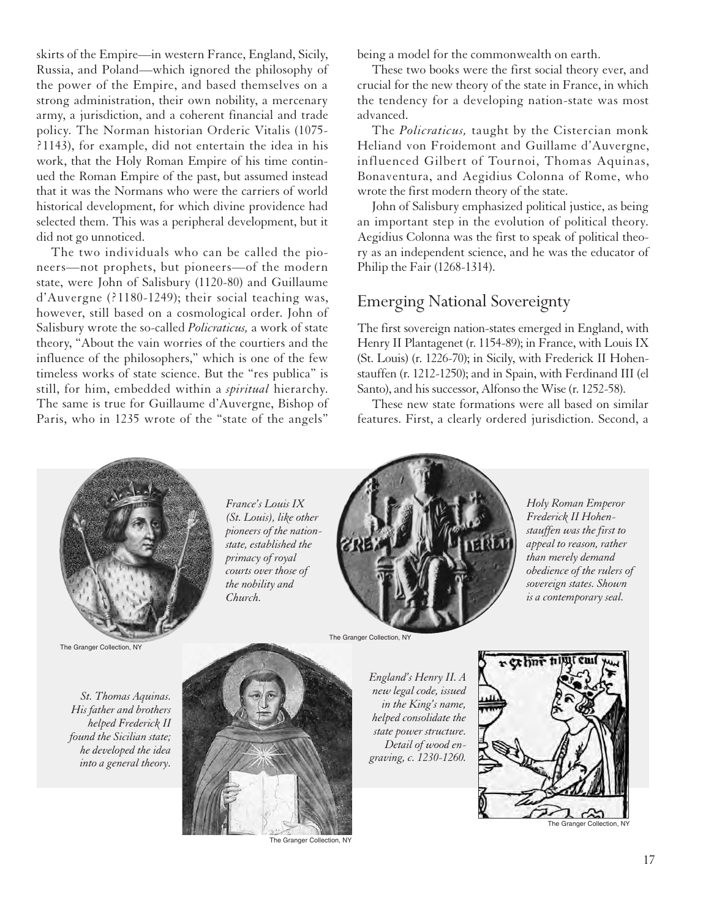skirts of the Empire—in western France, England, Sicily, Russia, and Poland—which ignored the philosophy of the power of the Empire, and based themselves on a strong administration, their own nobility, a mercenary army, a jurisdiction, and a coherent financial and trade policy. The Norman historian Orderic Vitalis (1075-?1143), for example, did not entertain the idea in his work, that the Holy Roman Empire of his time continued the Roman Empire of the past, but assumed instead that it was the Normans who were the carriers of world historical development, for which divine providence had selected them. This was a peripheral development, but it did not go unnoticed.

The two individuals who can be called the pioneers—not prophets, but pioneers—of the modern state, were John of Salisbury (1120-80) and Guillaume d'Auvergne (?1180-1249); their social teaching was, however, still based on a cosmological order. John of Salisbury wrote the so-called *Policraticus,* a work of state theory, "About the vain worries of the courtiers and the influence of the philosophers," which is one of the few timeless works of state science. But the "res publica" is still, for him, embedded within a *spiritual* hierarchy. The same is true for Guillaume d'Auvergne, Bishop of Paris, who in 1235 wrote of the "state of the angels" being a model for the commonwealth on earth.

These two books were the first social theory ever, and crucial for the new theory of the state in France, in which the tendency for a developing nation-state was most advanced.

The *Policraticus,* taught by the Cistercian monk Heliand von Froidemont and Guillame d'Auvergne, influenced Gilbert of Tournoi, Thomas Aquinas, Bonaventura, and Aegidius Colonna of Rome, who wrote the first modern theory of the state.

John of Salisbury emphasized political justice, as being an important step in the evolution of political theory. Aegidius Colonna was the first to speak of political theory as an independent science, and he was the educator of Philip the Fair (1268-1314).

## Emerging National Sovereignty

The first sovereign nation-states emerged in England, with Henry II Plantagenet (r. 1154-89); in France, with Louis IX (St. Louis) (r. 1226-70); in Sicily, with Frederick II Hohenstauffen (r. 1212-1250); and in Spain, with Ferdinand III (el Santo), and his successor, Alfonso the Wise (r. 1252-58).

These new state formations were all based on similar features. First, a clearly ordered jurisdiction. Second, a

*France's Louis IX (St. Louis), like other pioneers of the nation-state, established the primacy of royal courts over those of the nobility and Church.*

The Granger Collection, NY

*Holy Roman Emperor Frederick II Hohenstauffen was the first to appeal to reason, rather than merely demand obedience of the rulers of sovereign states. Shown is a contemporary seal.*

The Granger Collection, NY

*St. Thomas Aquinas. His father and brothers helped Frederick II found the Sicilian state; he developed the idea into a general theory.*

The Granger Collection, NY

*England's Henry II. A new legal code, issued in the King's name, helped consolidate the state power structure. Detail of wood engraving, c. 1230-1260.*

The Granger Collection, NY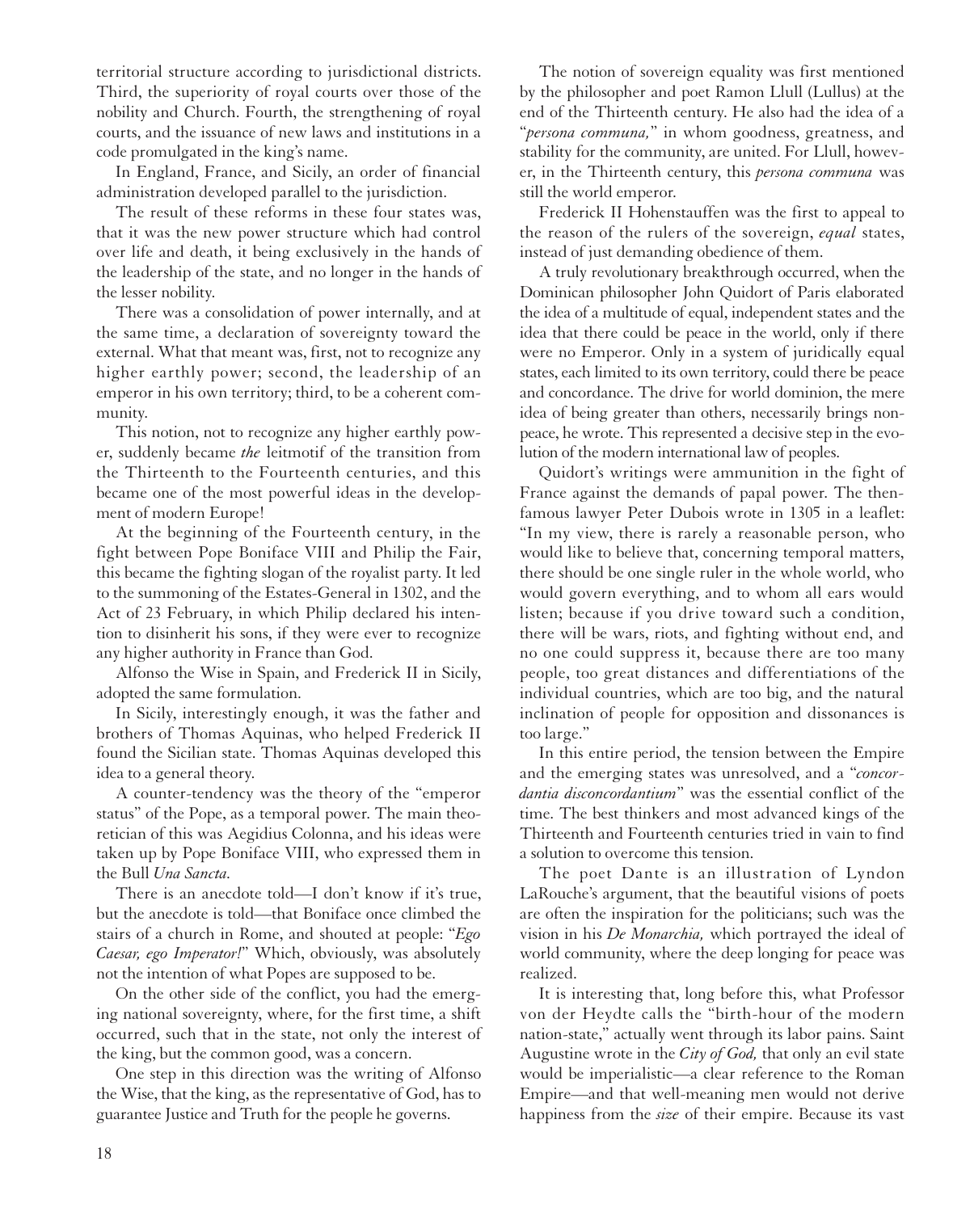territorial structure according to jurisdictional districts. Third, the superiority of royal courts over those of the nobility and Church. Fourth, the strengthening of royal courts, and the issuance of new laws and institutions in a code promulgated in the king's name.

In England, France, and Sicily, an order of financial administration developed parallel to the jurisdiction.

The result of these reforms in these four states was, that it was the new power structure which had control over life and death, it being exclusively in the hands of the leadership of the state, and no longer in the hands of the lesser nobility.

There was a consolidation of power internally, and at the same time, a declaration of sovereignty toward the external. What that meant was, first, not to recognize any higher earthly power; second, the leadership of an emperor in his own territory; third, to be a coherent community.

This notion, not to recognize any higher earthly power, suddenly became *the* leitmotif of the transition from the Thirteenth to the Fourteenth centuries, and this became one of the most powerful ideas in the development of modern Europe!

At the beginning of the Fourteenth century, in the fight between Pope Boniface VIII and Philip the Fair, this became the fighting slogan of the royalist party. It led to the summoning of the Estates-General in 1302, and the Act of 23 February, in which Philip declared his intention to disinherit his sons, if they were ever to recognize any higher authority in France than God.

Alfonso the Wise in Spain, and Frederick II in Sicily, adopted the same formulation.

In Sicily, interestingly enough, it was the father and brothers of Thomas Aquinas, who helped Frederick II found the Sicilian state. Thomas Aquinas developed this idea to a general theory.

A counter-tendency was the theory of the "emperor status" of the Pope, as a temporal power. The main theoretician of this was Aegidius Colonna, and his ideas were taken up by Pope Boniface VIII, who expressed them in the Bull *Una Sancta.*

There is an anecdote told—I don't know if it's true, but the anecdote is told—that Boniface once climbed the stairs of a church in Rome, and shouted at people: "*Ego Caesar, ego Imperator!*" Which, obviously, was absolutely not the intention of what Popes are supposed to be.

On the other side of the conflict, you had the emerging national sovereignty, where, for the first time, a shift occurred, such that in the state, not only the interest of the king, but the common good, was a concern.

One step in this direction was the writing of Alfonso the Wise, that the king, as the representative of God, has to guarantee Justice and Truth for the people he governs.

The notion of sovereign equality was first mentioned by the philosopher and poet Ramon Llull (Lullus) at the end of the Thirteenth century. He also had the idea of a "*persona communa,*" in whom goodness, greatness, and stability for the community, are united. For Llull, however, in the Thirteenth century, this *persona communa* was still the world emperor.

Frederick II Hohenstauffen was the first to appeal to the reason of the rulers of the sovereign, *equal* states, instead of just demanding obedience of them.

A truly revolutionary breakthrough occurred, when the Dominican philosopher John Quidort of Paris elaborated the idea of a multitude of equal, independent states and the idea that there could be peace in the world, only if there were no Emperor. Only in a system of juridically equal states, each limited to its own territory, could there be peace and concordance. The drive for world dominion, the mere idea of being greater than others, necessarily brings nonpeace, he wrote. This represented a decisive step in the evolution of the modern international law of peoples.

Quidort's writings were ammunition in the fight of France against the demands of papal power. The then-famous lawyer Peter Dubois wrote in 1305 in a leaflet: "In my view, there is rarely a reasonable person, who would like to believe that, concerning temporal matters, there should be one single ruler in the whole world, who would govern everything, and to whom all ears would listen; because if you drive toward such a condition, there will be wars, riots, and fighting without end, and no one could suppress it, because there are too many people, too great distances and differentiations of the individual countries, which are too big, and the natural inclination of people for opposition and dissonances is too large."

In this entire period, the tension between the Empire and the emerging states was unresolved, and a "*concordantia disconcordantium*" was the essential conflict of the time. The best thinkers and most advanced kings of the Thirteenth and Fourteenth centuries tried in vain to find a solution to overcome this tension.

The poet Dante is an illustration of Lyndon LaRouche's argument, that the beautiful visions of poets are often the inspiration for the politicians; such was the vision in his *De Monarchia,* which portrayed the ideal of world community, where the deep longing for peace was realized.

It is interesting that, long before this, what Professor von der Heydte calls the "birth-hour of the modern nation-state," actually went through its labor pains. Saint Augustine wrote in the *City of God,* that only an evil state would be imperialistic—a clear reference to the Roman Empire—and that well-meaning men would not derive happiness from the *size* of their empire. Because its vast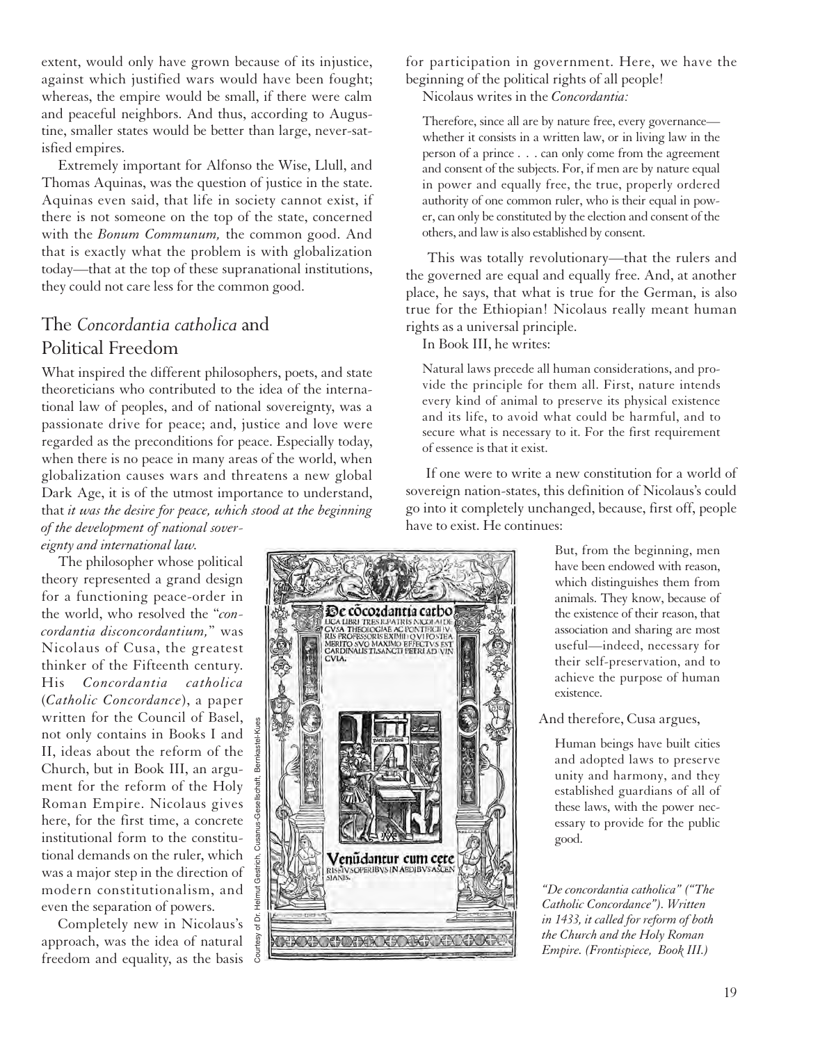extent, would only have grown because of its injustice, against which justified wars would have been fought; whereas, the empire would be small, if there were calm and peaceful neighbors. And thus, according to Augustine, smaller states would be better than large, never-satisfied empires.

Extremely important for Alfonso the Wise, Llull, and Thomas Aquinas, was the question of justice in the state. Aquinas even said, that life in society cannot exist, if there is not someone on the top of the state, concerned with the *Bonum Communum,* the common good. And that is exactly what the problem is with globalization today—that at the top of these supranational institutions, they could not care less for the common good.

## The *Concordantia catholica* and Political Freedom

What inspired the different philosophers, poets, and state theoreticians who contributed to the idea of the international law of peoples, and of national sovereignty, was a passionate drive for peace; and, justice and love were regarded as the preconditions for peace. Especially today, when there is no peace in many areas of the world, when globalization causes wars and threatens a new global Dark Age, it is of the utmost importance to understand, that *it was the desire for peace, which stood at the beginning of the development of national sovereignty and international law.*

The philosopher whose political theory represented a grand design for a functioning peace-order in the world, who resolved the "*concordantia disconcordantium,*" was Nicolaus of Cusa, the greatest thinker of the Fifteenth century. His *Concordantia catholica* (*Catholic Concordance*), a paper written for the Council of Basel, not only contains in Books I and II, ideas about the reform of the Church, but in Book III, an argument for the reform of the Holy Roman Empire. Nicolaus gives here, for the first time, a concrete institutional form to the constitutional demands on the ruler, which was a major step in the direction of modern constitutionalism, and even the separation of powers.

Completely new in Nicolaus's approach, was the idea of natural freedom and equality, as the basis for participation in government. Here, we have the beginning of the political rights of all people!

Nicolaus writes in the *Concordantia:*

> Therefore, since all are by nature free, every governance—whether it consists in a written law, or in living law in the person of a prince . . . can only come from the agreement and consent of the subjects. For, if men are by nature equal in power and equally free, the true, properly ordered authority of one common ruler, who is their equal in power, can only be constituted by the election and consent of the others, and law is also established by consent.

This was totally revolutionary—that the rulers and the governed are equal and equally free. And, at another place, he says, that what is true for the German, is also true for the Ethiopian! Nicolaus really meant human rights as a universal principle.

In Book III, he writes:

> Natural laws precede all human considerations, and provide the principle for them all. First, nature intends every kind of animal to preserve its physical existence and its life, to avoid what could be harmful, and to secure what is necessary to it. For the first requirement of essence is that it exist.

If one were to write a new constitution for a world of sovereign nation-states, this definition of Nicolaus's could go into it completely unchanged, because, first off, people have to exist. He continues:

> But, from the beginning, men have been endowed with reason, which distinguishes them from animals. They know, because of the existence of their reason, that association and sharing are most useful—indeed, necessary for their self-preservation, and to achieve the purpose of human existence.

And therefore, Cusa argues,

> Human beings have built cities and adopted laws to preserve unity and harmony, and they established guardians of all of these laws, with the power necessary to provide for the public good.

Courtesy of Dr. Helmut Gestrich, Cusanus-Gesellschaft, Bernkastel-Kues

*"De concordantia catholica" ("The Catholic Concordance"). Written in 1433, it called for reform of both the Church and the Holy Roman Empire. (Frontispiece, Book III.)*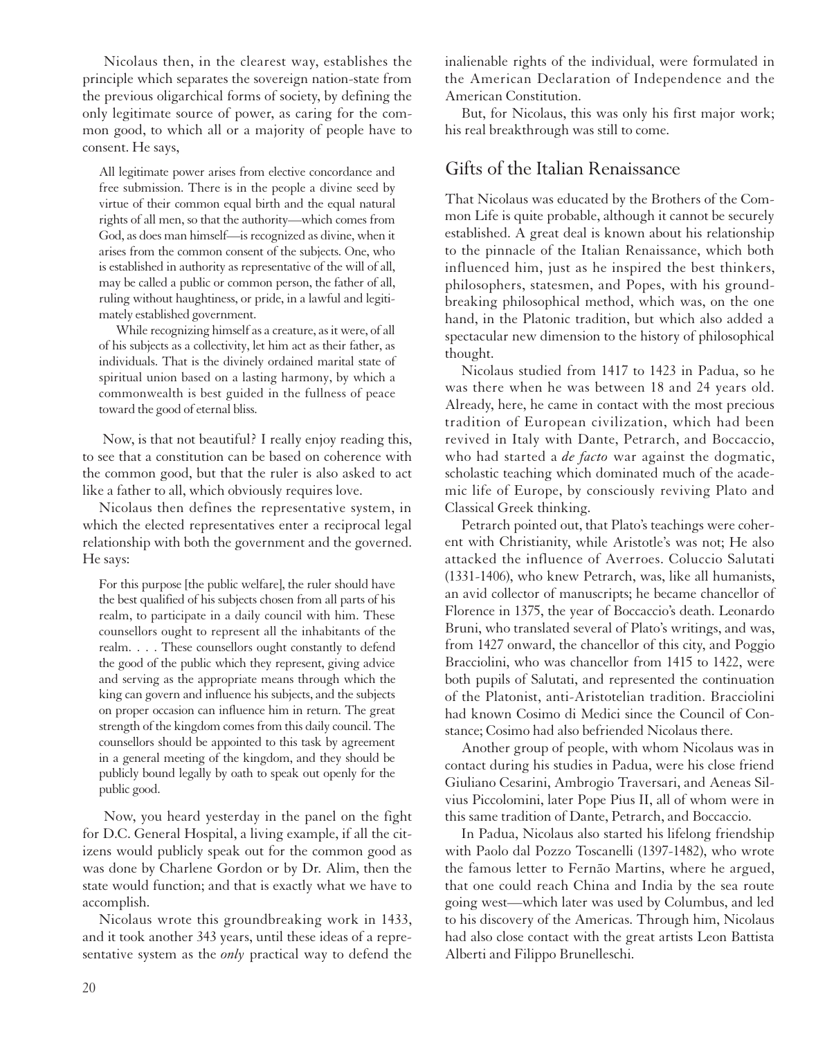Nicolaus then, in the clearest way, establishes the principle which separates the sovereign nation-state from the previous oligarchical forms of society, by defining the only legitimate source of power, as caring for the common good, to which all or a majority of people have to consent. He says,

> All legitimate power arises from elective concordance and free submission. There is in the people a divine seed by virtue of their common equal birth and the equal natural rights of all men, so that the authority—which comes from God, as does man himself—is recognized as divine, when it arises from the common consent of the subjects. One, who is established in authority as representative of the will of all, may be called a public or common person, the father of all, ruling without haughtiness, or pride, in a lawful and legitimately established government.
>
> While recognizing himself as a creature, as it were, of all of his subjects as a collectivity, let him act as their father, as individuals. That is the divinely ordained marital state of spiritual union based on a lasting harmony, by which a commonwealth is best guided in the fullness of peace toward the good of eternal bliss.

Now, is that not beautiful? I really enjoy reading this, to see that a constitution can be based on coherence with the common good, but that the ruler is also asked to act like a father to all, which obviously requires love.

Nicolaus then defines the representative system, in which the elected representatives enter a reciprocal legal relationship with both the government and the governed. He says:

> For this purpose [the public welfare], the ruler should have the best qualified of his subjects chosen from all parts of his realm, to participate in a daily council with him. These counsellors ought to represent all the inhabitants of the realm. . . . These counsellors ought constantly to defend the good of the public which they represent, giving advice and serving as the appropriate means through which the king can govern and influence his subjects, and the subjects on proper occasion can influence him in return. The great strength of the kingdom comes from this daily council. The counsellors should be appointed to this task by agreement in a general meeting of the kingdom, and they should be publicly bound legally by oath to speak out openly for the public good.

Now, you heard yesterday in the panel on the fight for D.C. General Hospital, a living example, if all the citizens would publicly speak out for the common good as was done by Charlene Gordon or by Dr. Alim, then the state would function; and that is exactly what we have to accomplish.

Nicolaus wrote this groundbreaking work in 1433, and it took another 343 years, until these ideas of a representative system as the *only* practical way to defend the inalienable rights of the individual, were formulated in the American Declaration of Independence and the American Constitution.

But, for Nicolaus, this was only his first major work; his real breakthrough was still to come.

## Gifts of the Italian Renaissance

That Nicolaus was educated by the Brothers of the Common Life is quite probable, although it cannot be securely established. A great deal is known about his relationship to the pinnacle of the Italian Renaissance, which both influenced him, just as he inspired the best thinkers, philosophers, statesmen, and Popes, with his groundbreaking philosophical method, which was, on the one hand, in the Platonic tradition, but which also added a spectacular new dimension to the history of philosophical thought.

Nicolaus studied from 1417 to 1423 in Padua, so he was there when he was between 18 and 24 years old. Already, here, he came in contact with the most precious tradition of European civilization, which had been revived in Italy with Dante, Petrarch, and Boccaccio, who had started a *de facto* war against the dogmatic, scholastic teaching which dominated much of the academic life of Europe, by consciously reviving Plato and Classical Greek thinking.

Petrarch pointed out, that Plato's teachings were coherent with Christianity, while Aristotle's was not; He also attacked the influence of Averroes. Coluccio Salutati (1331-1406), who knew Petrarch, was, like all humanists, an avid collector of manuscripts; he became chancellor of Florence in 1375, the year of Boccaccio's death. Leonardo Bruni, who translated several of Plato's writings, and was, from 1427 onward, the chancellor of this city, and Poggio Bracciolini, who was chancellor from 1415 to 1422, were both pupils of Salutati, and represented the continuation of the Platonist, anti-Aristotelian tradition. Bracciolini had known Cosimo di Medici since the Council of Constance; Cosimo had also befriended Nicolaus there.

Another group of people, with whom Nicolaus was in contact during his studies in Padua, were his close friend Giuliano Cesarini, Ambrogio Traversari, and Aeneas Silvius Piccolomini, later Pope Pius II, all of whom were in this same tradition of Dante, Petrarch, and Boccaccio.

In Padua, Nicolaus also started his lifelong friendship with Paolo dal Pozzo Toscanelli (1397-1482), who wrote the famous letter to Fernão Martins, where he argued, that one could reach China and India by the sea route going west—which later was used by Columbus, and led to his discovery of the Americas. Through him, Nicolaus had also close contact with the great artists Leon Battista Alberti and Filippo Brunelleschi.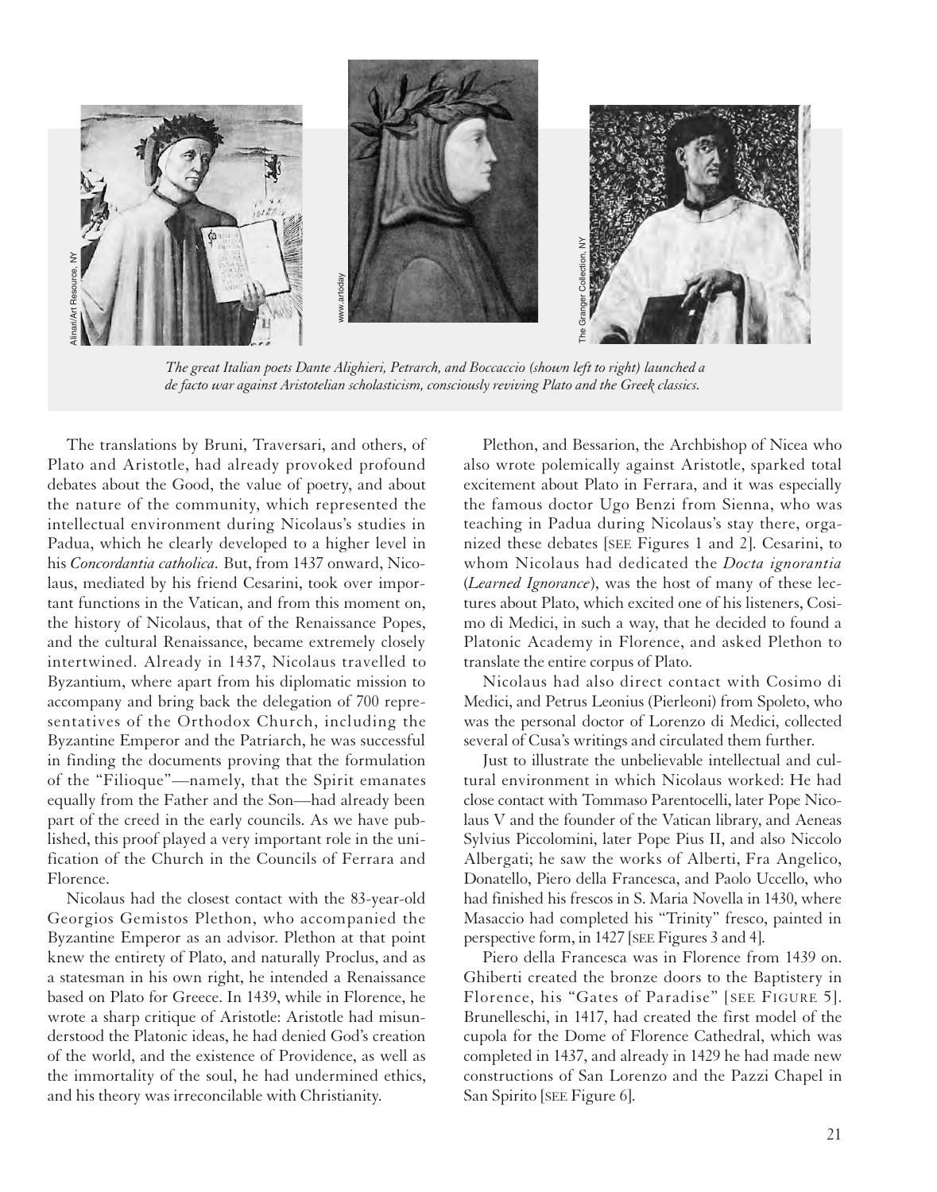*The great Italian poets Dante Alighieri, Petrarch, and Boccaccio (shown left to right) launched a de facto war against Aristotelian scholasticism, consciously reviving Plato and the Greek classics.*

The translations by Bruni, Traversari, and others, of Plato and Aristotle, had already provoked profound debates about the Good, the value of poetry, and about the nature of the community, which represented the intellectual environment during Nicolaus's studies in Padua, which he clearly developed to a higher level in his *Concordantia catholica*. But, from 1437 onward, Nicolaus, mediated by his friend Cesarini, took over important functions in the Vatican, and from this moment on, the history of Nicolaus, that of the Renaissance Popes, and the cultural Renaissance, became extremely closely intertwined. Already in 1437, Nicolaus travelled to Byzantium, where apart from his diplomatic mission to accompany and bring back the delegation of 700 representatives of the Orthodox Church, including the Byzantine Emperor and the Patriarch, he was successful in finding the documents proving that the formulation of the "Filioque"—namely, that the Spirit emanates equally from the Father and the Son—had already been part of the creed in the early councils. As we have published, this proof played a very important role in the unification of the Church in the Councils of Ferrara and Florence.

Nicolaus had the closest contact with the 83-year-old Georgios Gemistos Plethon, who accompanied the Byzantine Emperor as an advisor. Plethon at that point knew the entirety of Plato, and naturally Proclus, and as a statesman in his own right, he intended a Renaissance based on Plato for Greece. In 1439, while in Florence, he wrote a sharp critique of Aristotle: Aristotle had misunderstood the Platonic ideas, he had denied God's creation of the world, and the existence of Providence, as well as the immortality of the soul, he had undermined ethics, and his theory was irreconcilable with Christianity.

Plethon, and Bessarion, the Archbishop of Nicea who also wrote polemically against Aristotle, sparked total excitement about Plato in Ferrara, and it was especially the famous doctor Ugo Benzi from Sienna, who was teaching in Padua during Nicolaus's stay there, organized these debates [SEE Figures 1 and 2]. Cesarini, to whom Nicolaus had dedicated the *Docta ignorantia* (*Learned Ignorance*), was the host of many of these lectures about Plato, which excited one of his listeners, Cosimo di Medici, in such a way, that he decided to found a Platonic Academy in Florence, and asked Plethon to translate the entire corpus of Plato.

Nicolaus had also direct contact with Cosimo di Medici, and Petrus Leonius (Pierleoni) from Spoleto, who was the personal doctor of Lorenzo di Medici, collected several of Cusa's writings and circulated them further.

Just to illustrate the unbelievable intellectual and cultural environment in which Nicolaus worked: He had close contact with Tommaso Parentocelli, later Pope Nicolaus V and the founder of the Vatican library, and Aeneas Sylvius Piccolomini, later Pope Pius II, and also Niccolo Albergati; he saw the works of Alberti, Fra Angelico, Donatello, Piero della Francesca, and Paolo Uccello, who had finished his frescos in S. Maria Novella in 1430, where Masaccio had completed his "Trinity" fresco, painted in perspective form, in 1427 [SEE Figures 3 and 4].

Piero della Francesca was in Florence from 1439 on. Ghiberti created the bronze doors to the Baptistery in Florence, his "Gates of Paradise" [SEE FIGURE 5]. Brunelleschi, in 1417, had created the first model of the cupola for the Dome of Florence Cathedral, which was completed in 1437, and already in 1429 he had made new constructions of San Lorenzo and the Pazzi Chapel in San Spirito [SEE Figure 6].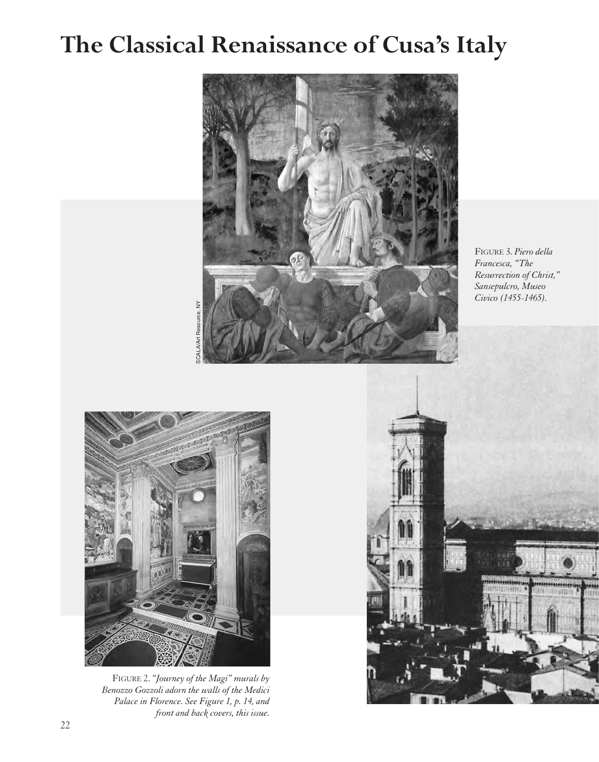# The Classical Renaissance of Cusa's Italy

SCALA/Art Resource, NY

FIGURE 3. *Piero della Francesca, "The Resurrection of Christ," Sansepulcro, Museo Civico (1455-1465).*

FIGURE 2. *"Journey of the Magi" murals by Benozzo Gozzoli adorn the walls of the Medici Palace in Florence. See Figure 1, p. 14, and front and back covers, this issue.*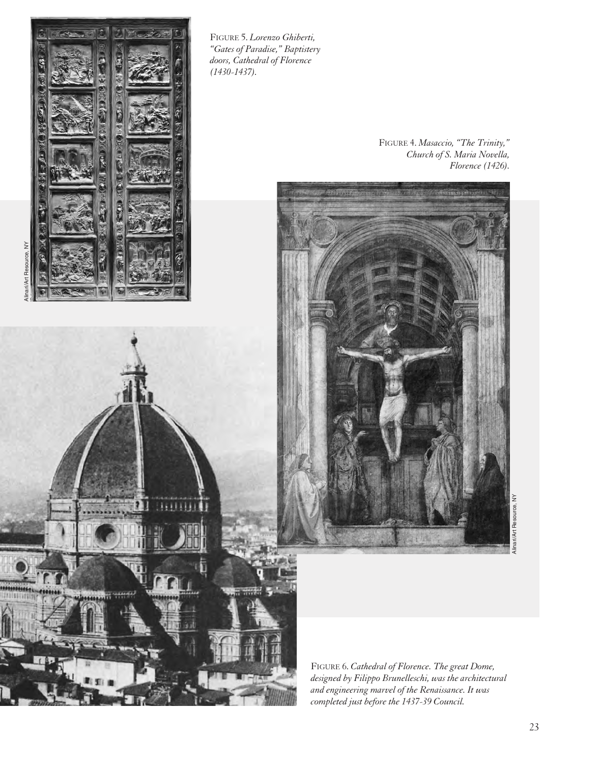FIGURE 5. *Lorenzo Ghiberti, "Gates of Paradise," Baptistery doors, Cathedral of Florence (1430-1437).*

FIGURE 4. *Masaccio, "The Trinity," Church of S. Maria Novella, Florence (1426).*

FIGURE 6. *Cathedral of Florence. The great Dome, designed by Filippo Brunelleschi, was the architectural and engineering marvel of the Renaissance. It was completed just before the 1437-39 Council.*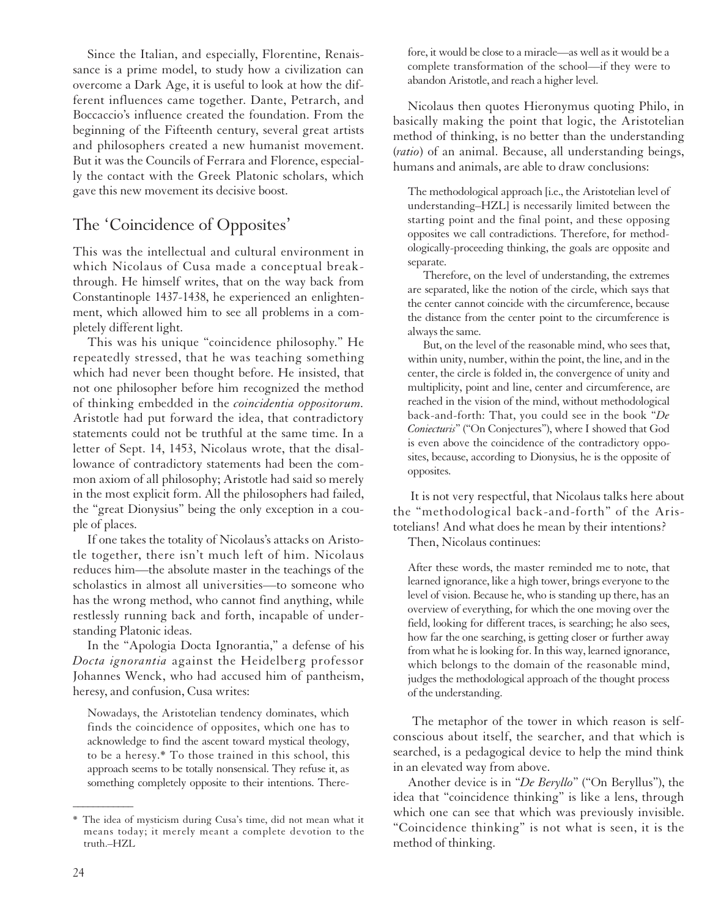Since the Italian, and especially, Florentine, Renaissance is a prime model, to study how a civilization can overcome a Dark Age, it is useful to look at how the different influences came together. Dante, Petrarch, and Boccaccio's influence created the foundation. From the beginning of the Fifteenth century, several great artists and philosophers created a new humanist movement. But it was the Councils of Ferrara and Florence, especially the contact with the Greek Platonic scholars, which gave this new movement its decisive boost.

## The 'Coincidence of Opposites'

This was the intellectual and cultural environment in which Nicolaus of Cusa made a conceptual breakthrough. He himself writes, that on the way back from Constantinople 1437-1438, he experienced an enlightenment, which allowed him to see all problems in a completely different light.

This was his unique "coincidence philosophy." He repeatedly stressed, that he was teaching something which had never been thought before. He insisted, that not one philosopher before him recognized the method of thinking embedded in the *coincidentia oppositorum.* Aristotle had put forward the idea, that contradictory statements could not be truthful at the same time. In a letter of Sept. 14, 1453, Nicolaus wrote, that the disallowance of contradictory statements had been the common axiom of all philosophy; Aristotle had said so merely in the most explicit form. All the philosophers had failed, the "great Dionysius" being the only exception in a couple of places.

If one takes the totality of Nicolaus's attacks on Aristotle together, there isn't much left of him. Nicolaus reduces him—the absolute master in the teachings of the scholastics in almost all universities—to someone who has the wrong method, who cannot find anything, while restlessly running back and forth, incapable of understanding Platonic ideas.

In the "Apologia Docta Ignorantia," a defense of his *Docta ignorantia* against the Heidelberg professor Johannes Wenck, who had accused him of pantheism, heresy, and confusion, Cusa writes:

> Nowadays, the Aristotelian tendency dominates, which finds the coincidence of opposites, which one has to acknowledge to find the ascent toward mystical theology, to be a heresy.* To those trained in this school, this approach seems to be totally nonsensical. They refuse it, as something completely opposite to their intentions. Therefore, it would be close to a miracle—as well as it would be a complete transformation of the school—if they were to abandon Aristotle, and reach a higher level.

Nicolaus then quotes Hieronymus quoting Philo, in basically making the point that logic, the Aristotelian method of thinking, is no better than the understanding (*ratio*) of an animal. Because, all understanding beings, humans and animals, are able to draw conclusions:

> The methodological approach [i.e., the Aristotelian level of understanding–HZL] is necessarily limited between the starting point and the final point, and these opposing opposites we call contradictions. Therefore, for methodologically-proceeding thinking, the goals are opposite and separate.
>
> Therefore, on the level of understanding, the extremes are separated, like the notion of the circle, which says that the center cannot coincide with the circumference, because the distance from the center point to the circumference is always the same.
>
> But, on the level of the reasonable mind, who sees that, within unity, number, within the point, the line, and in the center, the circle is folded in, the convergence of unity and multiplicity, point and line, center and circumference, are reached in the vision of the mind, without methodological back-and-forth: That, you could see in the book "*De Coniecturis*" ("On Conjectures"), where I showed that God is even above the coincidence of the contradictory opposites, because, according to Dionysius, he is the opposite of opposites.

It is not very respectful, that Nicolaus talks here about the "methodological back-and-forth" of the Aristotelians! And what does he mean by their intentions?

Then, Nicolaus continues:

> After these words, the master reminded me to note, that learned ignorance, like a high tower, brings everyone to the level of vision. Because he, who is standing up there, has an overview of everything, for which the one moving over the field, looking for different traces, is searching; he also sees, how far the one searching, is getting closer or further away from what he is looking for. In this way, learned ignorance, which belongs to the domain of the reasonable mind, judges the methodological approach of the thought process of the understanding.

The metaphor of the tower in which reason is self-conscious about itself, the searcher, and that which is searched, is a pedagogical device to help the mind think in an elevated way from above.

Another device is in "*De Beryllo*" ("On Beryllus"), the idea that "coincidence thinking" is like a lens, through which one can see that which was previously invisible. "Coincidence thinking" is not what is seen, it is the method of thinking.

---

\* The idea of mysticism during Cusa's time, did not mean what it means today; it merely meant a complete devotion to the truth.–HZL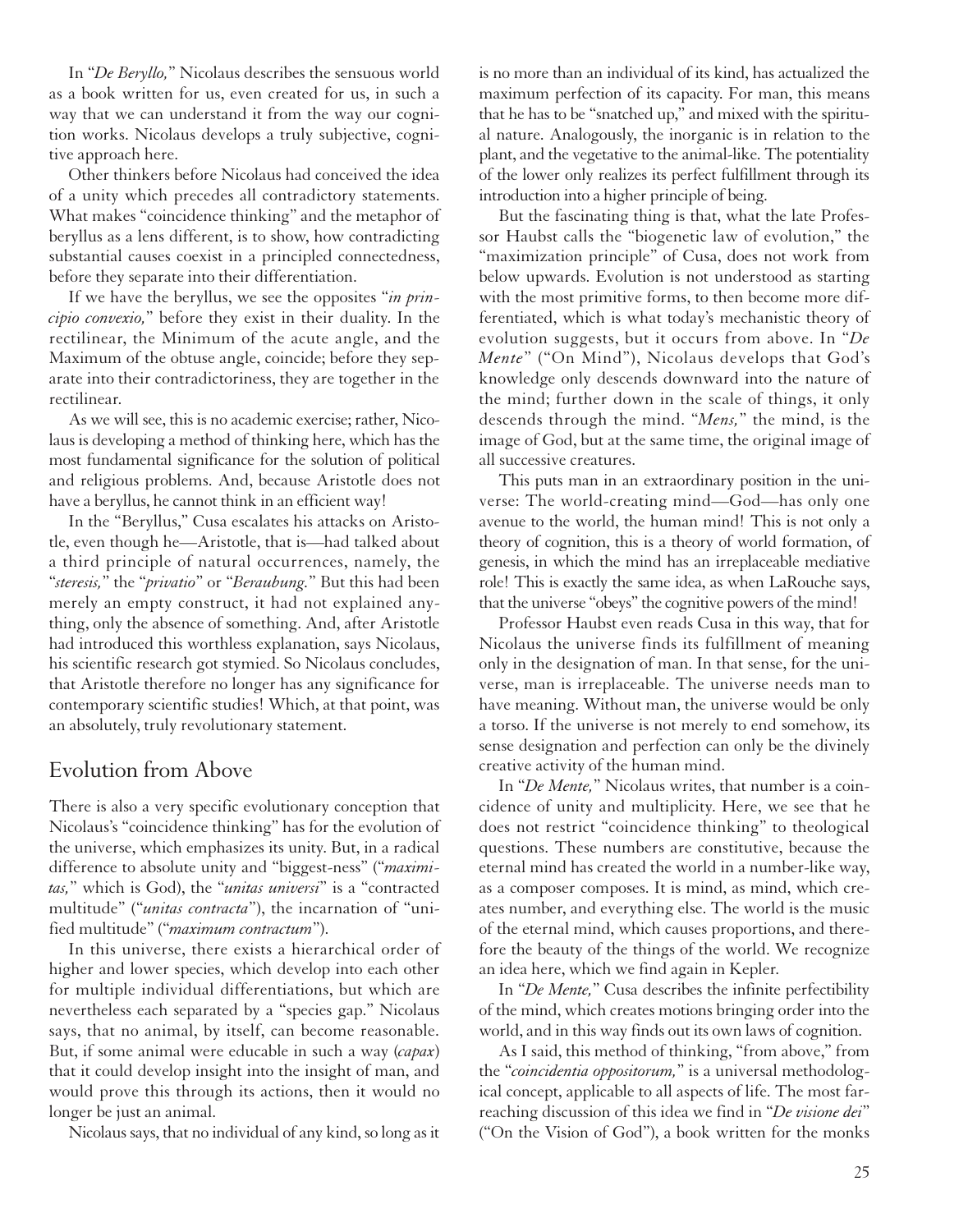In "*De Beryllo,*" Nicolaus describes the sensuous world as a book written for us, even created for us, in such a way that we can understand it from the way our cognition works. Nicolaus develops a truly subjective, cognitive approach here.

Other thinkers before Nicolaus had conceived the idea of a unity which precedes all contradictory statements. What makes "coincidence thinking" and the metaphor of beryllus as a lens different, is to show, how connedicting substantial causes coexist in a principled connectedness, before they separate into their differentiation.

If we have the beryllus, we see the opposites "*in principio convexio,*" before they exist in their duality. In the rectilinear, the Minimum of the acute angle, and the Maximum of the obtuse angle, coincide; before they separate into their contradictoriness, they are together in the rectilinear.

As we will see, this is no academic exercise; rather, Nicolaus is developing a method of thinking here, which has the most fundamental significance for the solution of political and religious problems. And, because Aristotle does not have a beryllus, he cannot think in an efficient way!

In the "Beryllus," Cusa escalates his attacks on Aristotle, even though he—Aristotle, that is—had talked about a third principle of natural occurrences, namely, the "*steresis,*" the "*privatio*" or "*Beraubung.*" But this had been merely an empty construct, it had not explained anything, only the absence of something. And, after Aristotle had introduced this worthless explanation, says Nicolaus, his scientific research got stymied. So Nicolaus concludes, that Aristotle therefore no longer has any significance for contemporary scientific studies! Which, at that point, was an absolutely, truly revolutionary statement.

## Evolution from Above

There is also a very specific evolutionary conception that Nicolaus's "coincidence thinking" has for the evolution of the universe, which emphasizes its unity. But, in a radical difference to absolute unity and "biggest-ness" ("*maximitas,*" which is God), the "*unitas universi*" is a "contracted multitude" ("*unitas contracta*"), the incarnation of "unified multitude" ("*maximum contractum*").

In this universe, there exists a hierarchical order of higher and lower species, which develop into each other for multiple individual differentiations, but which are nevertheless each separated by a "species gap." Nicolaus says, that no animal, by itself, can become reasonable. But, if some animal were educable in such a way (*capax*) that it could develop insight into the insight of man, and would prove this through its actions, then it would no longer be just an animal.

Nicolaus says, that no individual of any kind, so long as it is no more than an individual of its kind, has actualized the maximum perfection of its capacity. For man, this means that he has to be "snatched up," and mixed with the spiritual nature. Analogously, the inorganic is in relation to the plant, and the vegetative to the animal-like. The potentiality of the lower only realizes its perfect fulfillment through its introduction into a higher principle of being.

But the fascinating thing is that, what the late Professor Haubst calls the "biogenetic law of evolution," the "maximization principle" of Cusa, does not work from below upwards. Evolution is not understood as starting with the most primitive forms, to then become more differentiated, which is what today's mechanistic theory of evolution suggests, but it occurs from above. In "*De Mente*" ("On Mind"), Nicolaus develops that God's knowledge only descends downward into the nature of the mind; further down in the scale of things, it only descends through the mind. "*Mens,*" the mind, is the image of God, but at the same time, the original image of all successive creatures.

This puts man in an extraordinary position in the universe: The world-creating mind—God—has only one avenue to the world, the human mind! This is not only a theory of cognition, this is a theory of world formation, of genesis, in which the mind has an irreplaceable mediative role! This is exactly the same idea, as when LaRouche says, that the universe "obeys" the cognitive powers of the mind!

Professor Haubst even reads Cusa in this way, that for Nicolaus the universe finds its fulfillment of meaning only in the designation of man. In that sense, for the universe, man is irreplaceable. The universe needs man to have meaning. Without man, the universe would be only a torso. If the universe is not merely to end somehow, its sense designation and perfection can only be the divinely creative activity of the human mind.

In "*De Mente,*" Nicolaus writes, that number is a coincidence of unity and multiplicity. Here, we see that he does not restrict "coincidence thinking" to theological questions. These numbers are constitutive, because the eternal mind has created the world in a number-like way, as a composer composes. It is mind, as mind, which creates number, and everything else. The world is the music of the eternal mind, which causes proportions, and therefore the beauty of the things of the world. We recognize an idea here, which we find again in Kepler.

In "*De Mente,*" Cusa describes the infinite perfectibility of the mind, which creates motions bringing order into the world, and in this way finds out its own laws of cognition.

As I said, this method of thinking, "from above," from the "*coincidentia oppositorum,*" is a universal methodological concept, applicable to all aspects of life. The most far-reaching discussion of this idea we find in "*De visione dei*" ("On the Vision of God"), a book written for the monks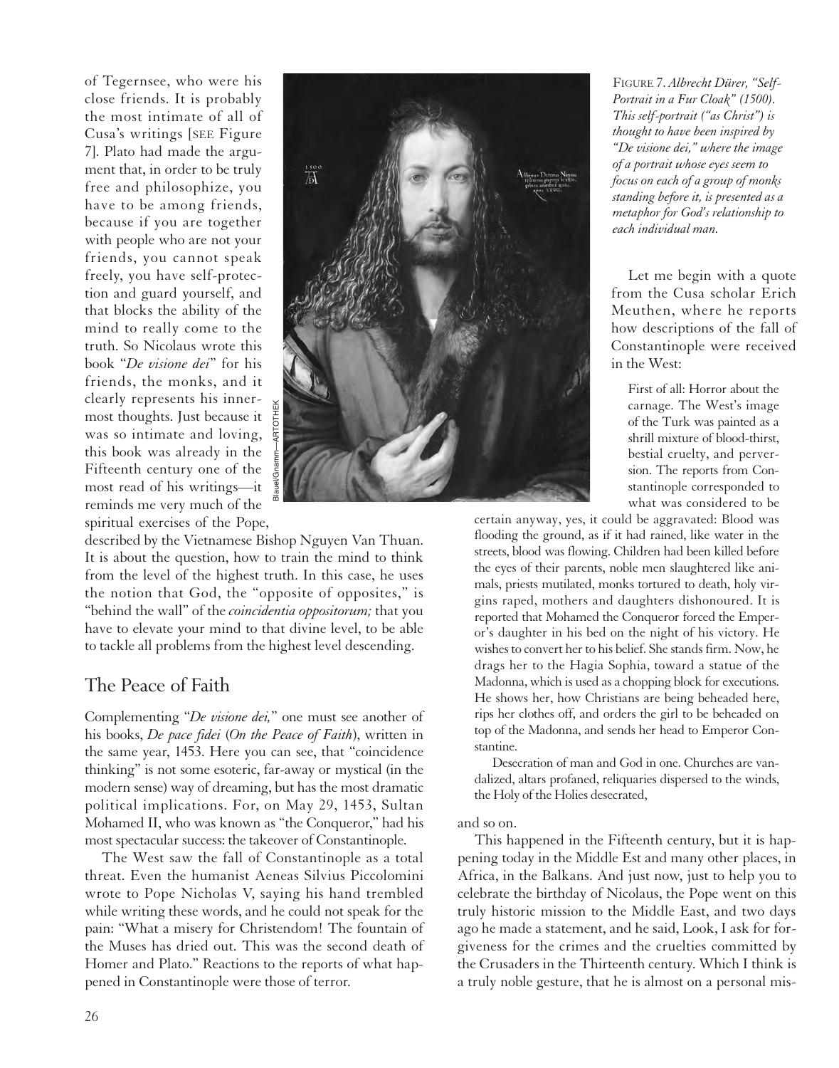of Tegernsee, who were his close friends. It is probably the most intimate of all of Cusa's writings [SEE Figure 7]. Plato had made the argument that, in order to be truly free and philosophize, you have to be among friends, because if you are together with people who are not your friends, you cannot speak freely, you have self-protection and guard yourself, and that blocks the ability of the mind to really come to the truth. So Nicolaus wrote this book "*De visione dei*" for his friends, the monks, and it clearly represents his innermost thoughts. Just because it was so intimate and loving, this book was already in the Fifteenth century one of the most read of his writings—it reminds me very much of the spiritual exercises of the Pope, described by the Vietnamese Bishop Nguyen Van Thuan. It is about the question, how to train the mind to think from the level of the highest truth. In this case, he uses the notion that God, the "opposite of opposites," is "behind the wall" of the *coincidentia oppositorum;* that you have to elevate your mind to that divine level, to be able to tackle all problems from the highest level descending.

FIGURE 7. *Albrecht Dürer, "Self-Portrait in a Fur Cloak" (1500). This self-portrait ("as Christ") is thought to have been inspired by "De visione dei," where the image of a portrait whose eyes seem to focus on each of a group of monks standing before it, is presented as a metaphor for God's relationship to each individual man.*

## The Peace of Faith

Complementing "*De visione dei,*" one must see another of his books, *De pace fidei* (*On the Peace of Faith*), written in the same year, 1453. Here you can see, that "coincidence thinking" is not some esoteric, far-away or mystical (in the modern sense) way of dreaming, but has the most dramatic political implications. For, on May 29, 1453, Sultan Mohamed II, who was known as "the Conqueror," had his most spectacular success: the takeover of Constantinople.

The West saw the fall of Constantinople as a total threat. Even the humanist Aeneas Silvius Piccolomini wrote to Pope Nicholas V, saying his hand trembled while writing these words, and he could not speak for the pain: "What a misery for Christendom! The fountain of the Muses has dried out. This was the second death of Homer and Plato." Reactions to the reports of what happened in Constantinople were those of terror.

Let me begin with a quote from the Cusa scholar Erich Meuthen, where he reports how descriptions of the fall of Constantinople were received in the West:

> First of all: Horror about the carnage. The West's image of the Turk was painted as a shrill mixture of blood-thirst, bestial cruelty, and perversion. The reports from Constantinople corresponded to what was considered to be certain anyway, yes, it could be aggravated: Blood was flooding the ground, as if it had rained, like water in the streets, blood was flowing. Children had been killed before the eyes of their parents, noble men slaughtered like animals, priests mutilated, monks tortured to death, holy virgins raped, mothers and daughters dishonoured. It is reported that Mohamed the Conqueror forced the Emperor's daughter in his bed on the night of his victory. He wishes to convert her to his belief. She stands firm. Now, he drags her to the Hagia Sophia, toward a statue of the Madonna, which is used as a chopping block for executions. He shows her, how Christians are being beheaded here, rips her clothes off, and orders the girl to be beheaded on top of the Madonna, and sends her head to Emperor Constantine.
>
> Desecration of man and God in one. Churches are vandalized, altars profaned, reliquaries dispersed to the winds, the Holy of the Holies desecrated,

and so on.

This happened in the Fifteenth century, but it is happening today in the Middle Est and many other places, in Africa, in the Balkans. And just now, just to help you to celebrate the birthday of Nicolaus, the Pope went on this truly historic mission to the Middle East, and two days ago he made a statement, and he said, Look, I ask for forgiveness for the crimes and the cruelties committed by the Crusaders in the Thirteenth century. Which I think is a truly noble gesture, that he is almost on a personal mis-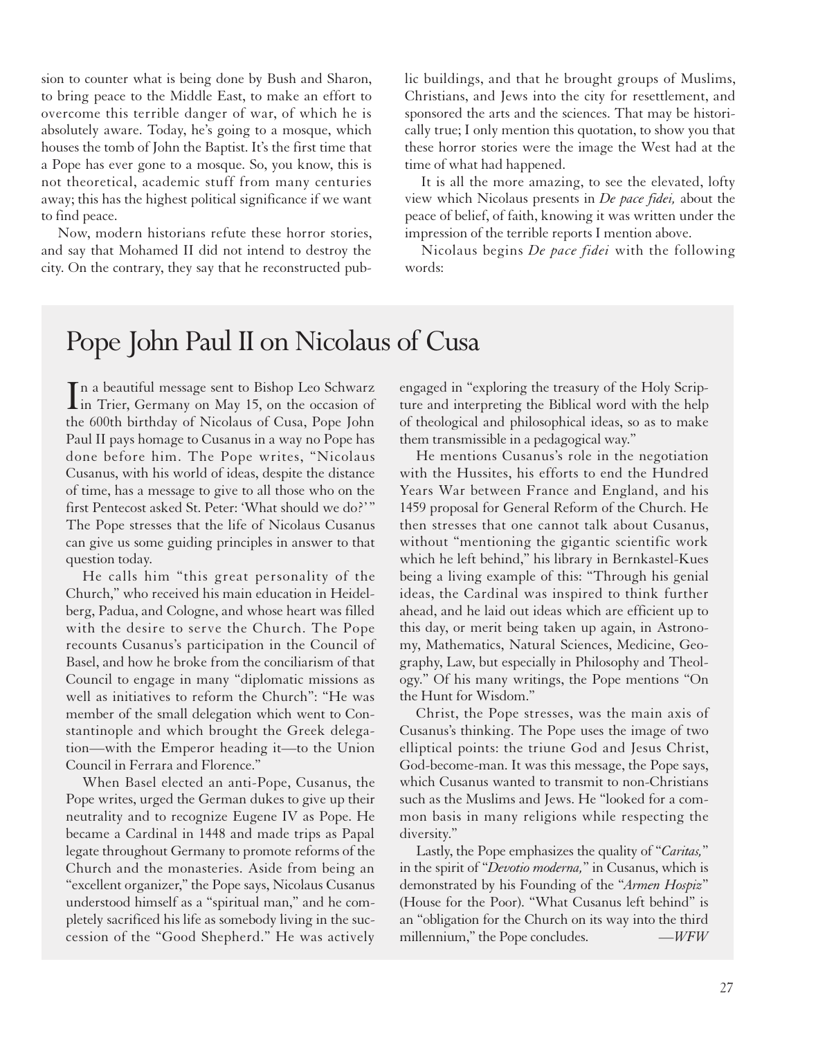sion to counter what is being done by Bush and Sharon, to bring peace to the Middle East, to make an effort to overcome this terrible danger of war, of which he is absolutely aware. Today, he's going to a mosque, which houses the tomb of John the Baptist. It's the first time that a Pope has ever gone to a mosque. So, you know, this is not theoretical, academic stuff from many centuries away; this has the highest political significance if we want to find peace.

Now, modern historians refute these horror stories, and say that Mohamed II did not intend to destroy the city. On the contrary, they say that he reconstructed public buildings, and that he brought groups of Muslims, Christians, and Jews into the city for resettlement, and sponsored the arts and the sciences. That may be historically true; I only mention this quotation, to show you that these horror stories were the image the West had at the time of what had happened.

It is all the more amazing, to see the elevated, lofty view which Nicolaus presents in *De pace fidei,* about the peace of belief, of faith, knowing it was written under the impression of the terrible reports I mention above.

Nicolaus begins *De pace fidei* with the following words:

## Pope John Paul II on Nicolaus of Cusa

In a beautiful message sent to Bishop Leo Schwarz in Trier, Germany on May 15, on the occasion of the 600th birthday of Nicolaus of Cusa, Pope John Paul II pays homage to Cusanus in a way no Pope has done before him. The Pope writes, "Nicolaus Cusanus, with his world of ideas, despite the distance of time, has a message to give to all those who on the first Pentecost asked St. Peter: 'What should we do?'" The Pope stresses that the life of Nicolaus Cusanus can give us some guiding principles in answer to that question today.

He calls him "this great personality of the Church," who received his main education in Heidelberg, Padua, and Cologne, and whose heart was filled with the desire to serve the Church. The Pope recounts Cusanus's participation in the Council of Basel, and how he broke from the conciliarism of that Council to engage in many "diplomatic missions as well as initiatives to reform the Church": "He was member of the small delegation which went to Constantinople and which brought the Greek delegation—with the Emperor heading it—to the Union Council in Ferrara and Florence."

When Basel elected an anti-Pope, Cusanus, the Pope writes, urged the German dukes to give up their neutrality and to recognize Eugene IV as Pope. He became a Cardinal in 1448 and made trips as Papal legate throughout Germany to promote reforms of the Church and the monasteries. Aside from being an "excellent organizer," the Pope says, Nicolaus Cusanus understood himself as a "spiritual man," and he completely sacrificed his life as somebody living in the succession of the "Good Shepherd." He was actively engaged in "exploring the treasury of the Holy Scripture and interpreting the Biblical word with the help of theological and philosophical ideas, so as to make them transmissible in a pedagogical way."

He mentions Cusanus's role in the negotiation with the Hussites, his efforts to end the Hundred Years War between France and England, and his 1459 proposal for General Reform of the Church. He then stresses that one cannot talk about Cusanus, without "mentioning the gigantic scientific work which he left behind," his library in Bernkastel-Kues being a living example of this: "Through his genial ideas, the Cardinal was inspired to think further ahead, and he laid out ideas which are efficient up to this day, or merit being taken up again, in Astronomy, Mathematics, Natural Sciences, Medicine, Geography, Law, but especially in Philosophy and Theology." Of his many writings, the Pope mentions "On the Hunt for Wisdom."

Christ, the Pope stresses, was the main axis of Cusanus's thinking. The Pope uses the image of two elliptical points: the triune God and Jesus Christ, God-become-man. It was this message, the Pope says, which Cusanus wanted to transmit to non-Christians such as the Muslims and Jews. He "looked for a common basis in many religions while respecting the diversity."

Lastly, the Pope emphasizes the quality of "*Caritas,*" in the spirit of "*Devotio moderna,*" in Cusanus, which is demonstrated by his Founding of the "*Armen Hospiz*" (House for the Poor). "What Cusanus left behind" is an "obligation for the Church on its way into the third millennium," the Pope concludes. —*WFW*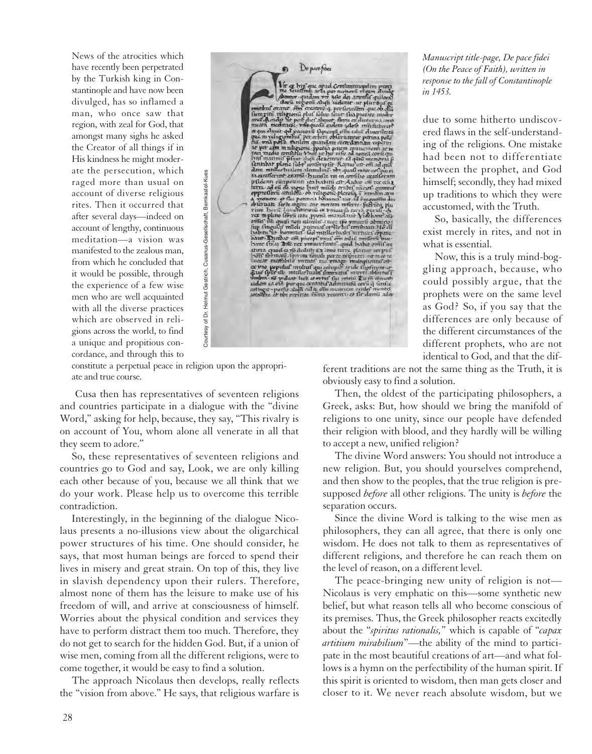News of the atrocities which have recently been perpetrated by the Turkish king in Constantinople and have now been divulged, has so inflamed a man, who once saw that region, with zeal for God, that amongst many sighs he asked the Creator of all things if in His kindness he might moderate the persecution, which raged more than usual on account of diverse religious rites. Then it occurred that after several days—indeed on account of lengthy, continuous meditation—a vision was manifested to the zealous man, from which he concluded that it would be possible, through the experience of a few wise men who are well acquainted with all the diverse practices which are observed in religions across the world, to find a unique and propitious concordance, and through this to constitute a perpetual peace in religion upon the appropriate and true course.

*Manuscript title-page, De pace fidei (On the Peace of Faith), written in response to the fall of Constantinople in 1453.*

Courtesy of Dr. Helmut Gestrich, Cusanus-Gesellschaft, Bernkastel-Kues

Cusa then has representatives of seventeen religions and countries participate in a dialogue with the "divine Word," asking for help, because, they say, "This rivalry is on account of You, whom alone all venerate in all that they seem to adore."

So, these representatives of seventeen religions and countries go to God and say, Look, we are only killing each other because of you, because we all think that we do your work. Please help us to overcome this terrible contradiction.

Interestingly, in the beginning of the dialogue Nicolaus presents a no-illusions view about the oligarchical power structures of his time. One should consider, he says, that most human beings are forced to spend their lives in misery and great strain. On top of this, they live in slavish dependency upon their rulers. Therefore, almost none of them has the leisure to make use of his freedom of will, and arrive at consciousness of himself. Worries about the physical condition and services they have to perform distract them too much. Therefore, they do not get to search for the hidden God. But, if a union of wise men, coming from all the different religions, were to come together, it would be easy to find a solution.

The approach Nicolaus then develops, really reflects the "vision from above." He says, that religious warfare is due to some hitherto undiscovered flaws in the self-understanding of the religions. One mistake had been not to differentiate between the prophet, and God himself; secondly, they had mixed up traditions to which they were accustomed, with the Truth.

So, basically, the differences exist merely in rites, and not in what is essential.

Now, this is a truly mind-boggling approach, because, who could possibly argue, that the prophets were on the same level as God? So, if you say that the differences are only because of the different circumstances of the different prophets, who are not identical to God, and that the different traditions are not the same thing as the Truth, it is obviously easy to find a solution.

Then, the oldest of the participating philosophers, a Greek, asks: But, how should we bring the manifold of religions to one unity, since our people have defended their religion with blood, and they hardly will be willing to accept a new, unified religion?

The divine Word answers: You should not introduce a new religion. But, you should yourselves comprehend, and then show to the peoples, that the true religion is presupposed *before* all other religions. The unity is *before* the separation occurs.

Since the divine Word is talking to the wise men as philosophers, they can all agree, that there is only one wisdom. He does not talk to them as representatives of different religions, and therefore he can reach them on the level of reason, on a different level.

The peace-bringing new unity of religion is not—Nicolaus is very emphatic on this—some synthetic new belief, but what reason tells all who become conscious of its premises. Thus, the Greek philosopher reacts excitedly about the "*spiritus rationalis,*" which is capable of "*capax artitium mirabilium*"—the ability of the mind to participate in the most beautiful creations of art—and what follows is a hymn on the perfectibility of the human spirit. If this spirit is oriented to wisdom, then man gets closer and closer to it. We never reach absolute wisdom, but we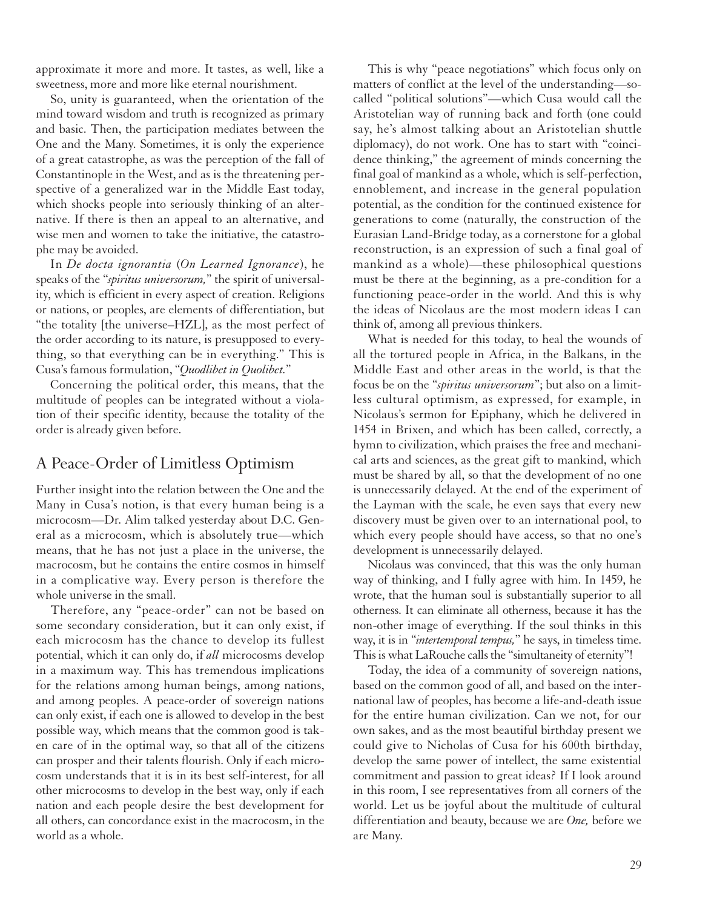approximate it more and more. It tastes, as well, like a sweetness, more and more like eternal nourishment.

So, unity is guaranteed, when the orientation of the mind toward wisdom and truth is recognized as primary and basic. Then, the participation mediates between the One and the Many. Sometimes, it is only the experience of a great catastrophe, as was the perception of the fall of Constantinople in the West, and as is the threatening perspective of a generalized war in the Middle East today, which shocks people into seriously thinking of an alternative. If there is then an appeal to an alternative, and wise men and women to take the initiative, the catastrophe may be avoided.

In *De docta ignorantia* (*On Learned Ignorance*), he speaks of the "*spiritus universorum,*" the spirit of universality, which is efficient in every aspect of creation. Religions or nations, or peoples, are elements of differentiation, but "the totality [the universe–HZL], as the most perfect of the order according to its nature, is presupposed to everything, so that everything can be in everything." This is Cusa's famous formulation, "*Quodlibet in Quolibet.*"

Concerning the political order, this means, that the multitude of peoples can be integrated without a violation of their specific identity, because the totality of the order is already given before.

## A Peace-Order of Limitless Optimism

Further insight into the relation between the One and the Many in Cusa's notion, is that every human being is a microcosm—Dr. Alim talked yesterday about D.C. General as a microcosm, which is absolutely true—which means, that he has not just a place in the universe, the macrocosm, but he contains the entire cosmos in himself in a complicative way. Every person is therefore the whole universe in the small.

Therefore, any "peace-order" can not be based on some secondary consideration, but it can only exist, if each microcosm has the chance to develop its fullest potential, which it can only do, if *all* microcosms develop in a maximum way. This has tremendous implications for the relations among human beings, among nations, and among peoples. A peace-order of sovereign nations can only exist, if each one is allowed to develop in the best possible way, which means that the common good is taken care of in the optimal way, so that all of the citizens can prosper and their talents flourish. Only if each microcosm understands that it is in its best self-interest, for all other microcosms to develop in the best way, only if each nation and each people desire the best development for all others, can concordance exist in the macrocosm, in the world as a whole.

This is why "peace negotiations" which focus only on matters of conflict at the level of the understanding—so-called "political solutions"—which Cusa would call the Aristotelian way of running back and forth (one could say, he's almost talking about an Aristotelian shuttle diplomacy), do not work. One has to start with "coincidence thinking," the agreement of minds concerning the final goal of mankind as a whole, which is self-perfection, ennoblement, and increase in the general population potential, as the condition for the continued existence for generations to come (naturally, the construction of the Eurasian Land-Bridge today, as a cornerstone for a global reconstruction, is an expression of such a final goal of mankind as a whole)—these philosophical questions must be there at the beginning, as a pre-condition for a functioning peace-order in the world. And this is why the ideas of Nicolaus are the most modern ideas I can think of, among all previous thinkers.

What is needed for this today, to heal the wounds of all the tortured people in Africa, in the Balkans, in the Middle East and other areas in the world, is that the focus be on the "*spiritus universorum*"; but also on a limitless cultural optimism, as expressed, for example, in Nicolaus's sermon for Epiphany, which he delivered in 1454 in Brixen, and which has been called, correctly, a hymn to civilization, which praises the free and mechanical arts and sciences, as the great gift to mankind, which must be shared by all, so that the development of no one is unnecessarily delayed. At the end of the experiment of the Layman with the scale, he even says that every new discovery must be given over to an international pool, to which every people should have access, so that no one's development is unnecessarily delayed.

Nicolaus was convinced, that this was the only human way of thinking, and I fully agree with him. In 1459, he wrote, that the human soul is substantially superior to all otherness. It can eliminate all otherness, because it has the non-other image of everything. If the soul thinks in this way, it is in "*intertemporal tempus,*" he says, in timeless time. This is what LaRouche calls the "simultaneity of eternity"!

Today, the idea of a community of sovereign nations, based on the common good of all, and based on the international law of peoples, has become a life-and-death issue for the entire human civilization. Can we not, for our own sakes, and as the most beautiful birthday present we could give to Nicholas of Cusa for his 600th birthday, develop the same power of intellect, the same existential commitment and passion to great ideas? If I look around in this room, I see representatives from all corners of the world. Let us be joyful about the multitude of cultural differentiation and beauty, because we are *One,* before we are Many.